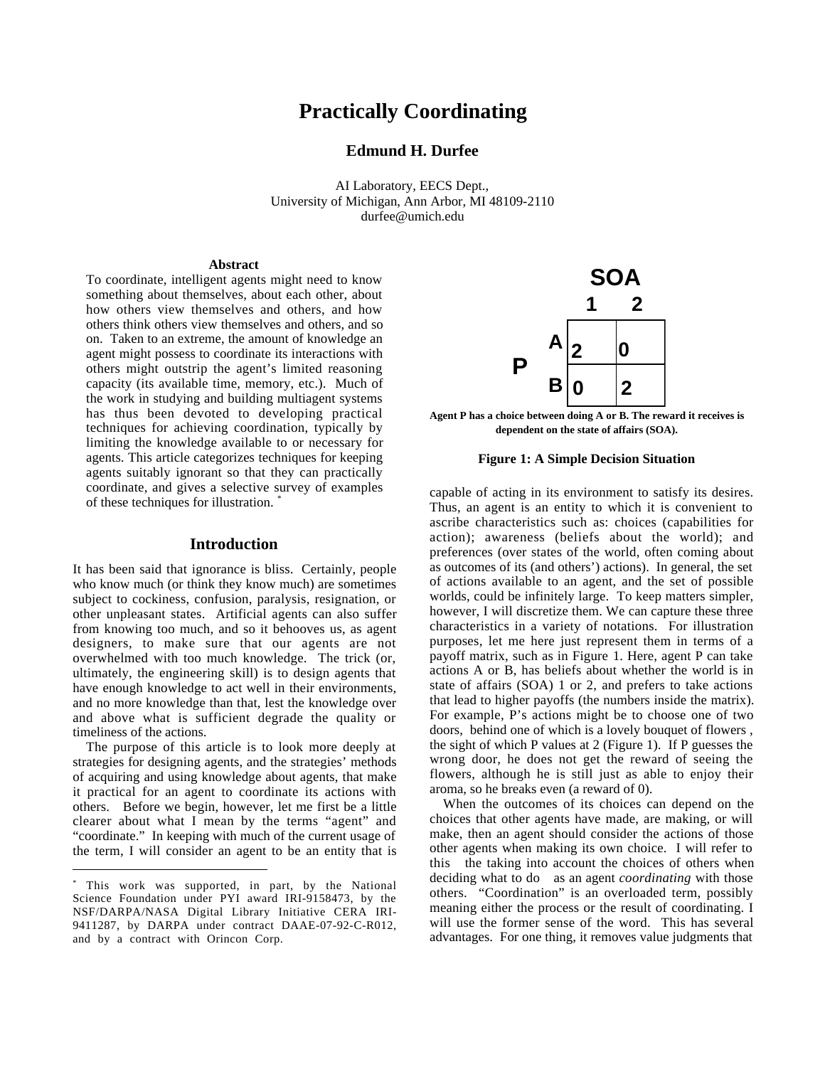# Practically Coordinating

**Edmund H. Durfee**

AI Laboratory, EECS Dept.,
University of Michigan, Ann Arbor, MI 48109-2110
durfee@umich.edu

### Abstract

To coordinate, intelligent agents might need to know something about themselves, about each other, about how others view themselves and others, and how others think others view themselves and others, and so on. Taken to an extreme, the amount of knowledge an agent might possess to coordinate its interactions with others might outstrip the agent's limited reasoning capacity (its available time, memory, etc.). Much of the work in studying and building multiagent systems has thus been devoted to developing practical techniques for achieving coordination, typically by limiting the knowledge available to or necessary for agents. This article categorizes techniques for keeping agents suitably ignorant so that they can practically coordinate, and gives a selective survey of examples of these techniques for illustration. [*]

## Introduction

It has been said that ignorance is bliss. Certainly, people who know much (or think they know much) are sometimes subject to cockiness, confusion, paralysis, resignation, or other unpleasant states. Artificial agents can also suffer from knowing too much, and so it behooves us, as agent designers, to make sure that our agents are not overwhelmed with too much knowledge. The trick (or, ultimately, the engineering skill) is to design agents that have enough knowledge to act well in their environments, and no more knowledge than that, lest the knowledge over and above what is sufficient degrade the quality or timeliness of the actions.

The purpose of this article is to look more deeply at strategies for designing agents, and the strategies' methods of acquiring and using knowledge about agents, that make it practical for an agent to coordinate its actions with others. Before we begin, however, let me first be a little clearer about what I mean by the terms "agent" and "coordinate." In keeping with much of the current usage of the term, I will consider an agent to be an entity that is capable of acting in its environment to satisfy its desires. Thus, an agent is an entity to which it is convenient to ascribe characteristics such as: choices (capabilities for action); awareness (beliefs about the world); and preferences (over states of the world, often coming about as outcomes of its (and others') actions). In general, the set of actions available to an agent, and the set of possible worlds, could be infinitely large. To keep matters simpler, however, I will discretize them. We can capture these three characteristics in a variety of notations. For illustration purposes, let me here just represent them in terms of a payoff matrix, such as in Figure 1. Here, agent P can take actions A or B, has beliefs about whether the world is in state of affairs (SOA) 1 or 2, and prefers to take actions that lead to higher payoffs (the numbers inside the matrix). For example, P's actions might be to choose one of two doors, behind one of which is a lovely bouquet of flowers, the sight of which P values at 2 (Figure 1). If P guesses the wrong door, he does not get the reward of seeing the flowers, although he is still just as able to enjoy their aroma, so he breaks even (a reward of 0).

| | | SOA 1 | SOA 2 |
|---|---|---|---|
| P | A | 2 | 0 |
| | B | 0 | 2 |

**Agent P has a choice between doing A or B. The reward it receives is dependent on the state of affairs (SOA).**

**Figure 1: A Simple Decision Situation**

When the outcomes of its choices can depend on the choices that other agents have made, are making, or will make, then an agent should consider the actions of those other agents when making its own choice. I will refer to this — the taking into account the choices of others when deciding what to do — as an agent *coordinating* with those others. "Coordination" is an overloaded term, possibly meaning either the process or the result of coordinating. I will use the former sense of the word. This has several advantages. For one thing, it removes value judgments that

---

[*] This work was supported, in part, by the National Science Foundation under PYI award IRI-9158473, by the NSF/DARPA/NASA Digital Library Initiative CERA IRI-9411287, by DARPA under contract DAAE-07-92-C-R012, and by a contract with Orincon Corp.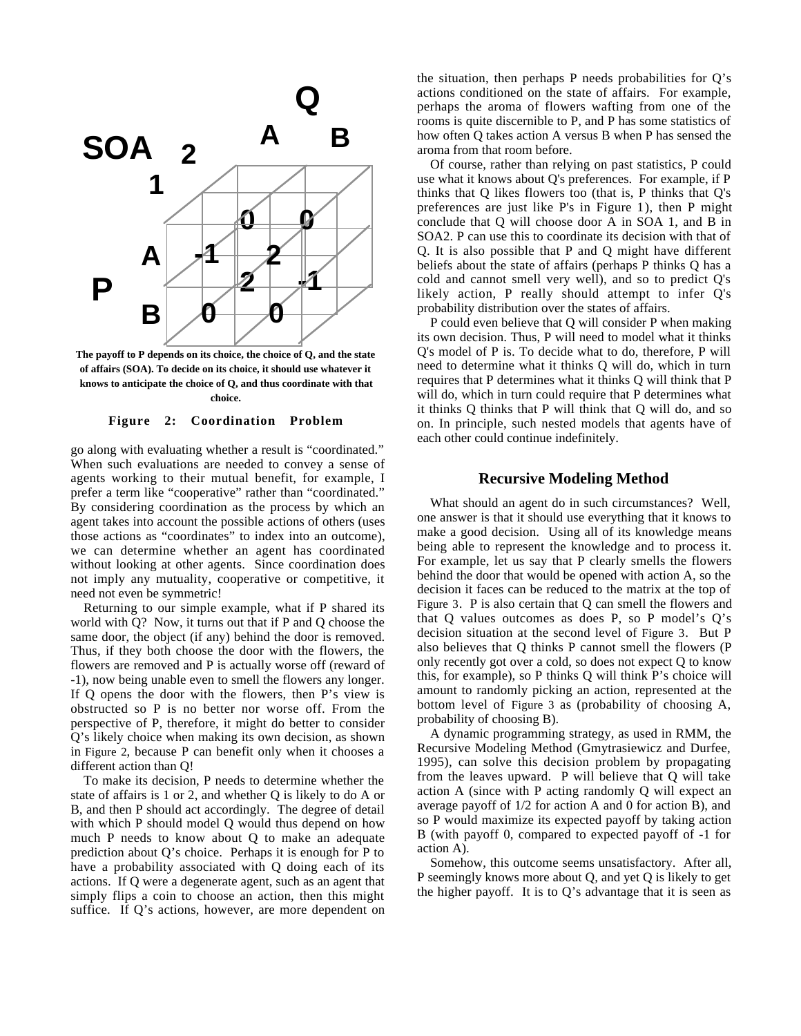The payoff to P depends on its choice, the choice of Q, and the state of affairs (SOA). To decide on its choice, it should use whatever it knows to anticipate the choice of Q, and thus coordinate with that choice.

**Figure 2: Coordination Problem**

go along with evaluating whether a result is "coordinated." When such evaluations are needed to convey a sense of agents working to their mutual benefit, for example, I prefer a term like "cooperative" rather than "coordinated." By considering coordination as the process by which an agent takes into account the possible actions of others (uses those actions as "coordinates" to index into an outcome), we can determine whether an agent has coordinated without looking at other agents. Since coordination does not imply any mutuality, cooperative or competitive, it need not even be symmetric!

Returning to our simple example, what if P shared its world with Q? Now, it turns out that if P and Q choose the same door, the object (if any) behind the door is removed. Thus, if they both choose the door with the flowers, the flowers are removed and P is actually worse off (reward of -1), now being unable even to smell the flowers any longer. If Q opens the door with the flowers, then P's view is obstructed so P is no better nor worse off. From the perspective of P, therefore, it might do better to consider Q's likely choice when making its own decision, as shown in Figure 2, because P can benefit only when it chooses a different action than Q!

To make its decision, P needs to determine whether the state of affairs is 1 or 2, and whether Q is likely to do A or B, and then P should act accordingly. The degree of detail with which P should model Q would thus depend on how much P needs to know about Q to make an adequate prediction about Q's choice. Perhaps it is enough for P to have a probability associated with Q doing each of its actions. If Q were a degenerate agent, such as an agent that simply flips a coin to choose an action, then this might suffice. If Q's actions, however, are more dependent on the situation, then perhaps P needs probabilities for Q's actions conditioned on the state of affairs. For example, perhaps the aroma of flowers wafting from one of the rooms is quite discernible to P, and P has some statistics of how often Q takes action A versus B when P has sensed the aroma from that room before.

Of course, rather than relying on past statistics, P could use what it knows about Q's preferences. For example, if P thinks that Q likes flowers too (that is, P thinks that Q's preferences are just like P's in Figure 1), then P might conclude that Q will choose door A in SOA 1, and B in SOA2. P can use this to coordinate its decision with that of Q. It is also possible that P and Q might have different beliefs about the state of affairs (perhaps P thinks Q has a cold and cannot smell very well), and so to predict Q's likely action, P really should attempt to infer Q's probability distribution over the states of affairs.

P could even believe that Q will consider P when making its own decision. Thus, P will need to model what it thinks Q's model of P is. To decide what to do, therefore, P will need to determine what it thinks Q will do, which in turn requires that P determines what it thinks Q will think that P will do, which in turn could require that P determines what it thinks Q thinks that P will think that Q will do, and so on. In principle, such nested models that agents have of each other could continue indefinitely.

## Recursive Modeling Method

What should an agent do in such circumstances? Well, one answer is that it should use everything that it knows to make a good decision. Using all of its knowledge means being able to represent the knowledge and to process it. For example, let us say that P clearly smells the flowers behind the door that would be opened with action A, so the decision it faces can be reduced to the matrix at the top of Figure 3. P is also certain that Q can smell the flowers and that Q values outcomes as does P, so P model's Q's decision situation at the second level of Figure 3. But P also believes that Q thinks P cannot smell the flowers (P only recently got over a cold, so does not expect Q to know this, for example), so P thinks Q will think P's choice will amount to randomly picking an action, represented at the bottom level of Figure 3 as (probability of choosing A, probability of choosing B).

A dynamic programming strategy, as used in RMM, the Recursive Modeling Method (Gmytrasiewicz and Durfee, 1995), can solve this decision problem by propagating from the leaves upward. P will believe that Q will take action A (since with P acting randomly Q will expect an average payoff of 1/2 for action A and 0 for action B), and so P would maximize its expected payoff by taking action B (with payoff 0, compared to expected payoff of -1 for action A).

Somehow, this outcome seems unsatisfactory. After all, P seemingly knows more about Q, and yet Q is likely to get the higher payoff. It is to Q's advantage that it is seen as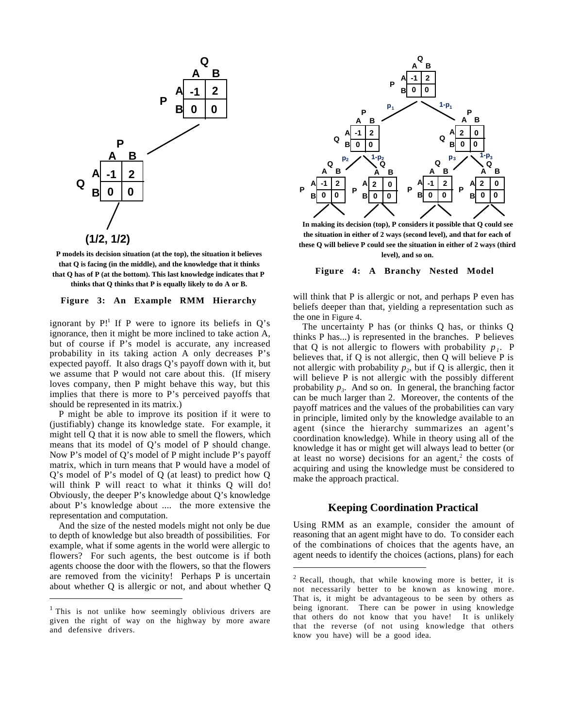P models its decision situation (at the top), the situation it believes that Q is facing (in the middle), and the knowledge that it thinks that Q has of P (at the bottom). This last knowledge indicates that P thinks that Q thinks that P is equally likely to do A or B.

**Figure 3: An Example RMM Hierarchy**

In making its decision (top), P considers it possible that Q could see the situation in either of 2 ways (second level), and that for each of these Q will believe P could see the situation in either of 2 ways (third level), and so on.

**Figure 4: A Branchy Nested Model**

ignorant by P![1] If P were to ignore its beliefs in Q's ignorance, then it might be more inclined to take action A, but of course if P's model is accurate, any increased probability in its taking action A only decreases P's expected payoff. It also drags Q's payoff down with it, but we assume that P would not care about this. (If misery loves company, then P might behave this way, but this implies that there is more to P's perceived payoffs that should be represented in its matrix.)

P might be able to improve its position if it were to (justifiably) change its knowledge state. For example, it might tell Q that it is now able to smell the flowers, which means that its model of Q's model of P should change. Now P's model of Q's model of P might include P's payoff matrix, which in turn means that P would have a model of Q's model of P's model of Q (at least) to predict how Q will think P will react to what it thinks Q will do! Obviously, the deeper P's knowledge about Q's knowledge about P's knowledge about .... the more extensive the representation and computation.

And the size of the nested models might not only be due to depth of knowledge but also breadth of possibilities. For example, what if some agents in the world were allergic to flowers? For such agents, the best outcome is if both agents choose the door with the flowers, so that the flowers are removed from the vicinity! Perhaps P is uncertain about whether Q is allergic or not, and about whether Q will think that P is allergic or not, and perhaps P even has beliefs deeper than that, yielding a representation such as the one in Figure 4.

The uncertainty P has (or thinks Q has, or thinks Q thinks P has...) is represented in the branches. P believes that Q is not allergic to flowers with probability $p_1$. P believes that, if Q is not allergic, then Q will believe P is not allergic with probability $p_2$, but if Q is allergic, then it will believe P is not allergic with the possibly different probability $p_3$. And so on. In general, the branching factor can be much larger than 2. Moreover, the contents of the payoff matrices and the values of the probabilities can vary in principle, limited only by the knowledge available to an agent (since the hierarchy summarizes an agent's coordination knowledge). While in theory using all of the knowledge it has or might get will always lead to better (or at least no worse) decisions for an agent,[2] the costs of acquiring and using the knowledge must be considered to make the approach practical.

## Keeping Coordination Practical

Using RMM as an example, consider the amount of reasoning that an agent might have to do. To consider each of the combinations of choices that the agents have, an agent needs to identify the choices (actions, plans) for each

---

[1] This is not unlike how seemingly oblivious drivers are given the right of way on the highway by more aware and defensive drivers.

[2] Recall, though, that while knowing more is better, it is not necessarily better to be known as knowing more. That is, it might be advantageous to be seen by others as being ignorant. There can be power in using knowledge that others do not know that you have! It is unlikely that the reverse (of not using knowledge that others know you have) will be a good idea.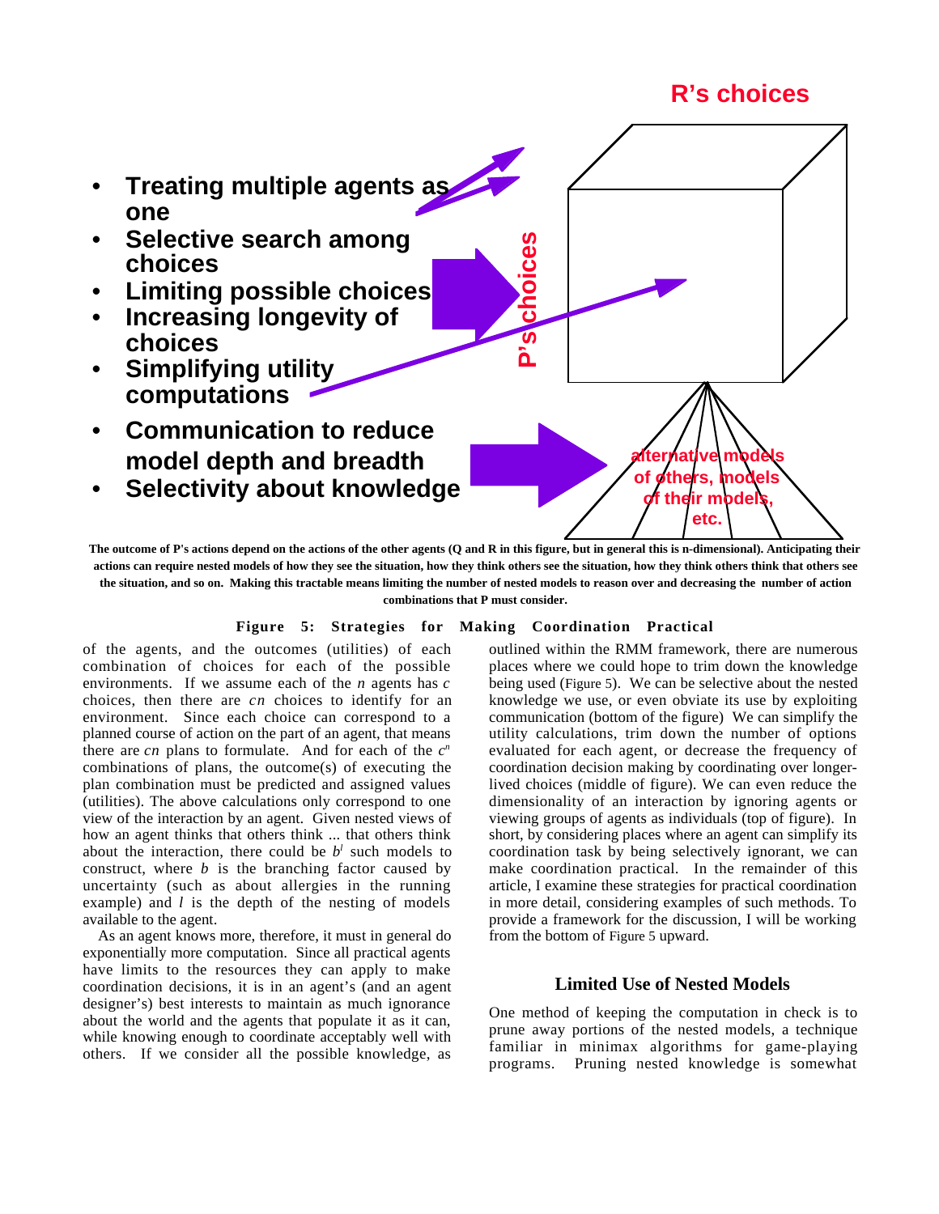- Treating multiple agents as one
- Selective search among choices
- Limiting possible choices
- Increasing longevity of choices
- Simplifying utility computations
- Communication to reduce model depth and breadth
- Selectivity about knowledge

R's choices

P's choices

alternative models of others, models of their models, etc.

**The outcome of P's actions depend on the actions of the other agents (Q and R in this figure, but in general this is n-dimensional). Anticipating their actions can require nested models of how they see the situation, how they think others see the situation, how they think others think that others see the situation, and so on. Making this tractable means limiting the number of nested models to reason over and decreasing the number of action combinations that P must consider.**

**Figure 5: Strategies for Making Coordination Practical**

of the agents, and the outcomes (utilities) of each combination of choices for each of the possible environments. If we assume each of the $n$ agents has $c$ choices, then there are $cn$ choices to identify for an environment. Since each choice can correspond to a planned course of action on the part of an agent, that means there are $cn$ plans to formulate. And for each of the $c^n$ combinations of plans, the outcome(s) of executing the plan combination must be predicted and assigned values (utilities). The above calculations only correspond to one view of the interaction by an agent. Given nested views of how an agent thinks that others think ... that others think about the interaction, there could be $b^l$ such models to construct, where $b$ is the branching factor caused by uncertainty (such as about allergies in the running example) and $l$ is the depth of the nesting of models available to the agent.

As an agent knows more, therefore, it must in general do exponentially more computation. Since all practical agents have limits to the resources they can apply to make coordination decisions, it is in an agent's (and an agent designer's) best interests to maintain as much ignorance about the world and the agents that populate it as it can, while knowing enough to coordinate acceptably well with others. If we consider all the possible knowledge, as outlined within the RMM framework, there are numerous places where we could hope to trim down the knowledge being used (Figure 5). We can be selective about the nested knowledge we use, or even obviate its use by exploiting communication (bottom of the figure) We can simplify the utility calculations, trim down the number of options evaluated for each agent, or decrease the frequency of coordination decision making by coordinating over longer-lived choices (middle of figure). We can even reduce the dimensionality of an interaction by ignoring agents or viewing groups of agents as individuals (top of figure). In short, by considering places where an agent can simplify its coordination task by being selectively ignorant, we can make coordination practical. In the remainder of this article, I examine these strategies for practical coordination in more detail, considering examples of such methods. To provide a framework for the discussion, I will be working from the bottom of Figure 5 upward.

## Limited Use of Nested Models

One method of keeping the computation in check is to prune away portions of the nested models, a technique familiar in minimax algorithms for game-playing programs. Pruning nested knowledge is somewhat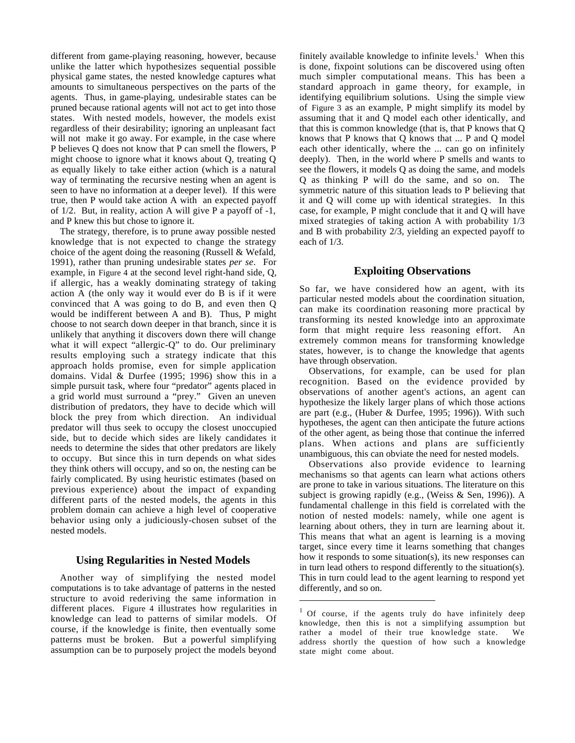different from game-playing reasoning, however, because unlike the latter which hypothesizes sequential possible physical game states, the nested knowledge captures what amounts to simultaneous perspectives on the parts of the agents. Thus, in game-playing, undesirable states can be pruned because rational agents will not act to get into those states. With nested models, however, the models exist regardless of their desirability; ignoring an unpleasant fact will not make it go away. For example, in the case where P believes Q does not know that P can smell the flowers, P might choose to ignore what it knows about Q, treating Q as equally likely to take either action (which is a natural way of terminating the recursive nesting when an agent is seen to have no information at a deeper level). If this were true, then P would take action A with an expected payoff of 1/2. But, in reality, action A will give P a payoff of -1, and P knew this but chose to ignore it.

The strategy, therefore, is to prune away possible nested knowledge that is not expected to change the strategy choice of the agent doing the reasoning (Russell & Wefald, 1991), rather than pruning undesirable states *per se*. For example, in Figure 4 at the second level right-hand side, Q, if allergic, has a weakly dominating strategy of taking action A (the only way it would ever do B is if it were convinced that A was going to do B, and even then Q would be indifferent between A and B). Thus, P might choose to not search down deeper in that branch, since it is unlikely that anything it discovers down there will change what it will expect "allergic-Q" to do. Our preliminary results employing such a strategy indicate that this approach holds promise, even for simple application domains. Vidal & Durfee (1995; 1996) show this in a simple pursuit task, where four "predator" agents placed in a grid world must surround a "prey." Given an uneven distribution of predators, they have to decide which will block the prey from which direction. An individual predator will thus seek to occupy the closest unoccupied side, but to decide which sides are likely candidates it needs to determine the sides that other predators are likely to occupy. But since this in turn depends on what sides they think others will occupy, and so on, the nesting can be fairly complicated. By using heuristic estimates (based on previous experience) about the impact of expanding different parts of the nested models, the agents in this problem domain can achieve a high level of cooperative behavior using only a judiciously-chosen subset of the nested models.

## Using Regularities in Nested Models

Another way of simplifying the nested model computations is to take advantage of patterns in the nested structure to avoid rederiving the same information in different places. Figure 4 illustrates how regularities in knowledge can lead to patterns of similar models. Of course, if the knowledge is finite, then eventually some patterns must be broken. But a powerful simplifying assumption can be to purposely project the models beyond finitely available knowledge to infinite levels.[1] When this is done, fixpoint solutions can be discovered using often much simpler computational means. This has been a standard approach in game theory, for example, in identifying equilibrium solutions. Using the simple view of Figure 3 as an example, P might simplify its model by assuming that it and Q model each other identically, and that this is common knowledge (that is, that P knows that Q knows that P knows that Q knows that ... P and Q model each other identically, where the ... can go on infinitely deeply). Then, in the world where P smells and wants to see the flowers, it models Q as doing the same, and models Q as thinking P will do the same, and so on. The symmetric nature of this situation leads to P believing that it and Q will come up with identical strategies. In this case, for example, P might conclude that it and Q will have mixed strategies of taking action A with probability 1/3 and B with probability 2/3, yielding an expected payoff to each of 1/3.

## Exploiting Observations

So far, we have considered how an agent, with its particular nested models about the coordination situation, can make its coordination reasoning more practical by transforming its nested knowledge into an approximate form that might require less reasoning effort. An extremely common means for transforming knowledge states, however, is to change the knowledge that agents have through observation.

Observations, for example, can be used for plan recognition. Based on the evidence provided by observations of another agent's actions, an agent can hypothesize the likely larger plans of which those actions are part (e.g., (Huber & Durfee, 1995; 1996)). With such hypotheses, the agent can then anticipate the future actions of the other agent, as being those that continue the inferred plans. When actions and plans are sufficiently unambiguous, this can obviate the need for nested models.

Observations also provide evidence to learning mechanisms so that agents can learn what actions others are prone to take in various situations. The literature on this subject is growing rapidly (e.g., (Weiss & Sen, 1996)). A fundamental challenge in this field is correlated with the notion of nested models: namely, while one agent is learning about others, they in turn are learning about it. This means that what an agent is learning is a moving target, since every time it learns something that changes how it responds to some situation(s), its new responses can in turn lead others to respond differently to the situation(s). This in turn could lead to the agent learning to respond yet differently, and so on.

---

[1] Of course, if the agents truly do have infinitely deep knowledge, then this is not a simplifying assumption but rather a model of their true knowledge state. We address shortly the question of how such a knowledge state might come about.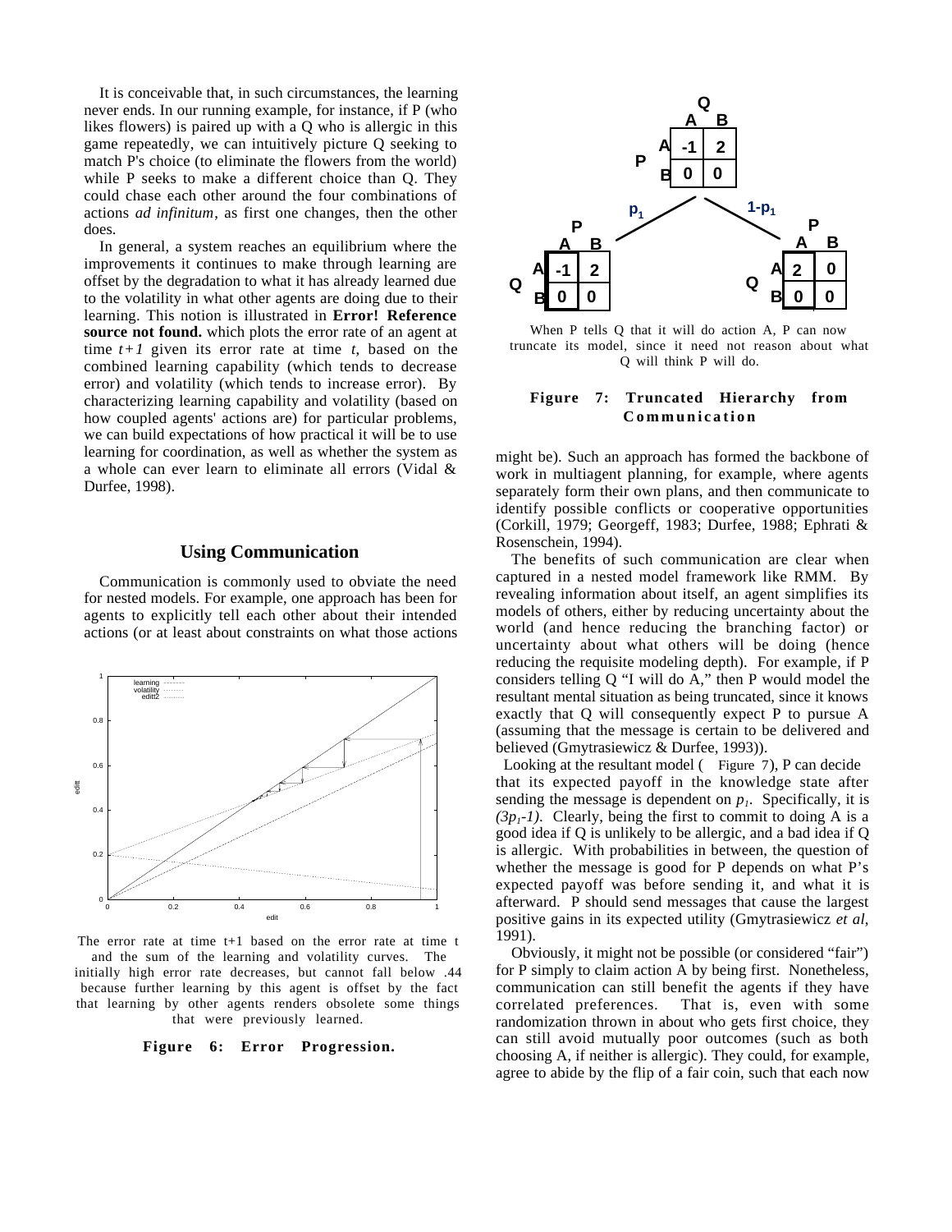It is conceivable that, in such circumstances, the learning never ends. In our running example, for instance, if P (who likes flowers) is paired up with a Q who is allergic in this game repeatedly, we can intuitively picture Q seeking to match P's choice (to eliminate the flowers from the world) while P seeks to make a different choice than Q. They could chase each other around the four combinations of actions *ad infinitum*, as first one changes, then the other does.

In general, a system reaches an equilibrium where the improvements it continues to make through learning are offset by the degradation to what it has already learned due to the volatility in what other agents are doing due to their learning. This notion is illustrated in **Error! Reference source not found.** which plots the error rate of an agent at time $t+1$ given its error rate at time $t$, based on the combined learning capability (which tends to decrease error) and volatility (which tends to increase error). By characterizing learning capability and volatility (based on how coupled agents' actions are) for particular problems, we can build expectations of how practical it will be to use learning for coordination, as well as whether the system as a whole can ever learn to eliminate all errors (Vidal & Durfee, 1998).

## Using Communication

Communication is commonly used to obviate the need for nested models. For example, one approach has been for agents to explicitly tell each other about their intended actions (or at least about constraints on what those actions might be). Such an approach has formed the backbone of work in multiagent planning, for example, where agents separately form their own plans, and then communicate to identify possible conflicts or cooperative opportunities (Corkill, 1979; Georgeff, 1983; Durfee, 1988; Ephrati & Rosenschein, 1994).

The error rate at time t+1 based on the error rate at time t and the sum of the learning and volatility curves. The initially high error rate decreases, but cannot fall below .44 because further learning by this agent is offset by the fact that learning by other agents renders obsolete some things that were previously learned.

**Figure 6: Error Progression.**

When P tells Q that it will do action A, P can now truncate its model, since it need not reason about what Q will think P will do.

**Figure 7: Truncated Hierarchy from Communication**

The benefits of such communication are clear when captured in a nested model framework like RMM. By revealing information about itself, an agent simplifies its models of others, either by reducing uncertainty about the world (and hence reducing the branching factor) or uncertainty about what others will be doing (hence reducing the requisite modeling depth). For example, if P considers telling Q "I will do A," then P would model the resultant mental situation as being truncated, since it knows exactly that Q will consequently expect P to pursue A (assuming that the message is certain to be delivered and believed (Gmytrasiewicz & Durfee, 1993)).

Looking at the resultant model (Figure 7), P can decide that its expected payoff in the knowledge state after sending the message is dependent on $p_1$. Specifically, it is $(3p_1-1)$. Clearly, being the first to commit to doing A is a good idea if Q is unlikely to be allergic, and a bad idea if Q is allergic. With probabilities in between, the question of whether the message is good for P depends on what P's expected payoff was before sending it, and what it is afterward. P should send messages that cause the largest positive gains in its expected utility (Gmytrasiewicz *et al*, 1991).

Obviously, it might not be possible (or considered "fair") for P simply to claim action A by being first. Nonetheless, communication can still benefit the agents if they have correlated preferences. That is, even with some randomization thrown in about who gets first choice, they can still avoid mutually poor outcomes (such as both choosing A, if neither is allergic). They could, for example, agree to abide by the flip of a fair coin, such that each now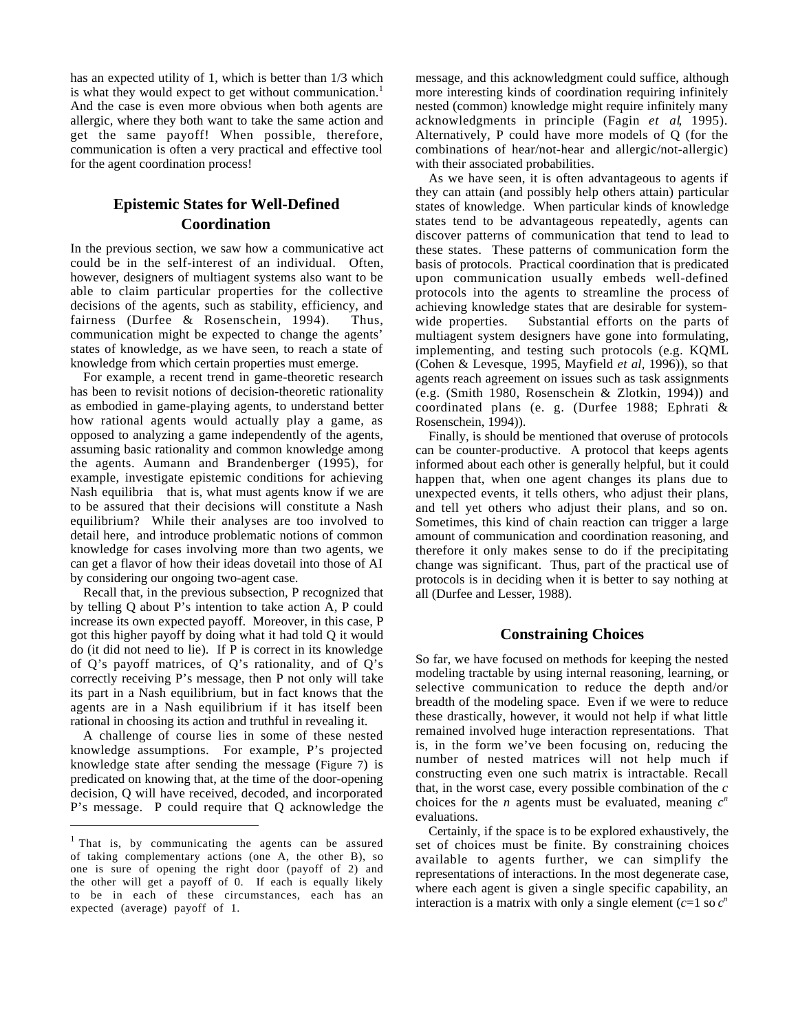has an expected utility of 1, which is better than 1/3 which is what they would expect to get without communication.[1] And the case is even more obvious when both agents are allergic, where they both want to take the same action and get the same payoff! When possible, therefore, communication is often a very practical and effective tool for the agent coordination process!

## Epistemic States for Well-Defined Coordination

In the previous section, we saw how a communicative act could be in the self-interest of an individual. Often, however, designers of multiagent systems also want to be able to claim particular properties for the collective decisions of the agents, such as stability, efficiency, and fairness (Durfee & Rosenschein, 1994). Thus, communication might be expected to change the agents' states of knowledge, as we have seen, to reach a state of knowledge from which certain properties must emerge.

For example, a recent trend in game-theoretic research has been to revisit notions of decision-theoretic rationality as embodied in game-playing agents, to understand better how rational agents would actually play a game, as opposed to analyzing a game independently of the agents, assuming basic rationality and common knowledge among the agents. Aumann and Brandenberger (1995), for example, investigate epistemic conditions for achieving Nash equilibria that is, what must agents know if we are to be assured that their decisions will constitute a Nash equilibrium? While their analyses are too involved to detail here, and introduce problematic notions of common knowledge for cases involving more than two agents, we can get a flavor of how their ideas dovetail into those of AI by considering our ongoing two-agent case.

Recall that, in the previous subsection, P recognized that by telling Q about P's intention to take action A, P could increase its own expected payoff. Moreover, in this case, P got this higher payoff by doing what it had told Q it would do (it did not need to lie). If P is correct in its knowledge of Q's payoff matrices, of Q's rationality, and of Q's correctly receiving P's message, then P not only will take its part in a Nash equilibrium, but in fact knows that the agents are in a Nash equilibrium if it has itself been rational in choosing its action and truthful in revealing it.

A challenge of course lies in some of these nested knowledge assumptions. For example, P's projected knowledge state after sending the message (Figure 7) is predicated on knowing that, at the time of the door-opening decision, Q will have received, decoded, and incorporated P's message. P could require that Q acknowledge the message, and this acknowledgment could suffice, although more interesting kinds of coordination requiring infinitely nested (common) knowledge might require infinitely many acknowledgments in principle (Fagin *et al*, 1995). Alternatively, P could have more models of Q (for the combinations of hear/not-hear and allergic/not-allergic) with their associated probabilities.

As we have seen, it is often advantageous to agents if they can attain (and possibly help others attain) particular states of knowledge. When particular kinds of knowledge states tend to be advantageous repeatedly, agents can discover patterns of communication that tend to lead to these states. These patterns of communication form the basis of protocols. Practical coordination that is predicated upon communication usually embeds well-defined protocols into the agents to streamline the process of achieving knowledge states that are desirable for system-wide properties. Substantial efforts on the parts of multiagent system designers have gone into formulating, implementing, and testing such protocols (e.g. KQML (Cohen & Levesque, 1995, Mayfield *et al*, 1996)), so that agents reach agreement on issues such as task assignments (e.g. (Smith 1980, Rosenschein & Zlotkin, 1994)) and coordinated plans (e. g. (Durfee 1988; Ephrati & Rosenschein, 1994)).

Finally, is should be mentioned that overuse of protocols can be counter-productive. A protocol that keeps agents informed about each other is generally helpful, but it could happen that, when one agent changes its plans due to unexpected events, it tells others, who adjust their plans, and tell yet others who adjust their plans, and so on. Sometimes, this kind of chain reaction can trigger a large amount of communication and coordination reasoning, and therefore it only makes sense to do if the precipitating change was significant. Thus, part of the practical use of protocols is in deciding when it is better to say nothing at all (Durfee and Lesser, 1988).

## Constraining Choices

So far, we have focused on methods for keeping the nested modeling tractable by using internal reasoning, learning, or selective communication to reduce the depth and/or breadth of the modeling space. Even if we were to reduce these drastically, however, it would not help if what little remained involved huge interaction representations. That is, in the form we've been focusing on, reducing the number of nested matrices will not help much if constructing even one such matrix is intractable. Recall that, in the worst case, every possible combination of the $c$ choices for the $n$ agents must be evaluated, meaning $c^n$ evaluations.

Certainly, if the space is to be explored exhaustively, the set of choices must be finite. By constraining choices available to agents further, we can simplify the representations of interactions. In the most degenerate case, where each agent is given a single specific capability, an interaction is a matrix with only a single element ($c$=1 so $c^n$

---

[1] That is, by communicating the agents can be assured of taking complementary actions (one A, the other B), so one is sure of opening the right door (payoff of 2) and the other will get a payoff of 0. If each is equally likely to be in each of these circumstances, each has an expected (average) payoff of 1.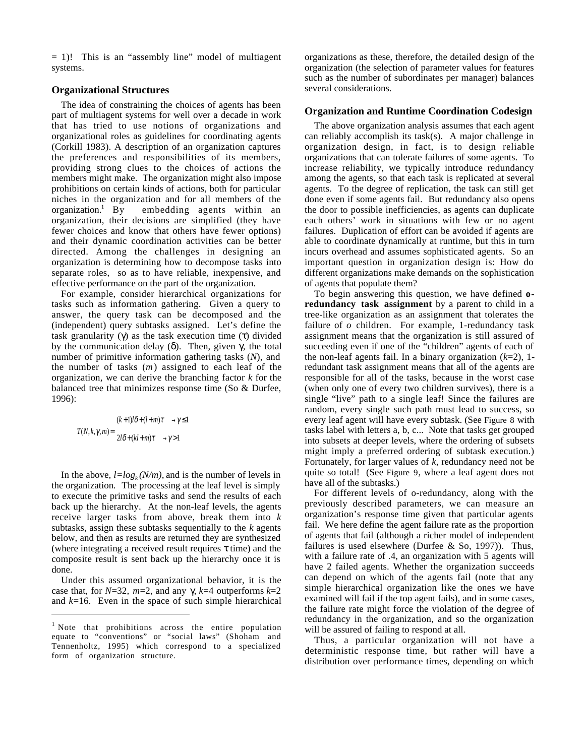= 1)! This is an "assembly line" model of multiagent systems.

## Organizational Structures

The idea of constraining the choices of agents has been part of multiagent systems for well over a decade in work that has tried to use notions of organizations and organizational roles as guidelines for coordinating agents (Corkill 1983). A description of an organization captures the preferences and responsibilities of its members, providing strong clues to the choices of actions the members might make. The organization might also impose prohibitions on certain kinds of actions, both for particular niches in the organization and for all members of the organization.[1] By embedding agents within an organization, their decisions are simplified (they have fewer choices and know that others have fewer options) and their dynamic coordination activities can be better directed. Among the challenges in designing an organization is determining how to decompose tasks into separate roles, so as to have reliable, inexpensive, and effective performance on the part of the organization.

For example, consider hierarchical organizations for tasks such as information gathering. Given a query to answer, the query task can be decomposed and the (independent) query subtasks assigned. Let's define the task granularity ($\gamma$) as the task execution time ($\tau$) divided by the communication delay ($\delta$). Then, given $\gamma$, the total number of primitive information gathering tasks ($N$), and the number of tasks ($m$) assigned to each leaf of the organization, we can derive the branching factor $k$ for the balanced tree that minimizes response time (So & Durfee, 1996):

$$T(N,k,\gamma,m) = \begin{cases} (k+1)l\delta + (l+m)\tau & \rightarrow \gamma \leq 1 \\ 2l\delta + (kl+m)\tau & \rightarrow \gamma > 1 \end{cases}$$

In the above, $l=log_k(N/m)$, and is the number of levels in the organization. The processing at the leaf level is simply to execute the primitive tasks and send the results of each back up the hierarchy. At the non-leaf levels, the agents receive larger tasks from above, break them into $k$ subtasks, assign these subtasks sequentially to the $k$ agents below, and then as results are returned they are synthesized (where integrating a received result requires $\tau$ time) and the composite result is sent back up the hierarchy once it is done.

Under this assumed organizational behavior, it is the case that, for $N$=32, $m$=2, and any $\gamma$, $k$=4 outperforms $k$=2 and $k$=16. Even in the space of such simple hierarchical organizations as these, therefore, the detailed design of the organization (the selection of parameter values for features such as the number of subordinates per manager) balances several considerations.

[1] Note that prohibitions across the entire population equate to "conventions" or "social laws" (Shoham and Tennenholtz, 1995) which correspond to a specialized form of organization structure.

## Organization and Runtime Coordination Codesign

The above organization analysis assumes that each agent can reliably accomplish its task(s). A major challenge in organization design, in fact, is to design reliable organizations that can tolerate failures of some agents. To increase reliability, we typically introduce redundancy among the agents, so that each task is replicated at several agents. To the degree of replication, the task can still get done even if some agents fail. But redundancy also opens the door to possible inefficiencies, as agents can duplicate each others' work in situations with few or no agent failures. Duplication of effort can be avoided if agents are able to coordinate dynamically at runtime, but this in turn incurs overhead and assumes sophisticated agents. So an important question in organization design is: How do different organizations make demands on the sophistication of agents that populate them?

To begin answering this question, we have defined **o-redundancy task assignment** by a parent to child in a tree-like organization as an assignment that tolerates the failure of $o$ children. For example, 1-redundancy task assignment means that the organization is still assured of succeeding even if one of the "children" agents of each of the non-leaf agents fail. In a binary organization ($k$=2), 1-redundant task assignment means that all of the agents are responsible for all of the tasks, because in the worst case (when only one of every two children survives), there is a single "live" path to a single leaf! Since the failures are random, every single such path must lead to success, so every leaf agent will have every subtask. (See Figure 8 with tasks label with letters a, b, c... Note that tasks get grouped into subsets at deeper levels, where the ordering of subsets might imply a preferred ordering of subtask execution.) Fortunately, for larger values of $k$, redundancy need not be quite so total! (See Figure 9, where a leaf agent does not have all of the subtasks.)

For different levels of o-redundancy, along with the previously described parameters, we can measure an organization's response time given that particular agents fail. We here define the agent failure rate as the proportion of agents that fail (although a richer model of independent failures is used elsewhere (Durfee & So, 1997)). Thus, with a failure rate of .4, an organization with 5 agents will have 2 failed agents. Whether the organization succeeds can depend on which of the agents fail (note that any simple hierarchical organization like the ones we have examined will fail if the top agent fails), and in some cases, the failure rate might force the violation of the degree of redundancy in the organization, and so the organization will be assured of failing to respond at all.

Thus, a particular organization will not have a deterministic response time, but rather will have a distribution over performance times, depending on which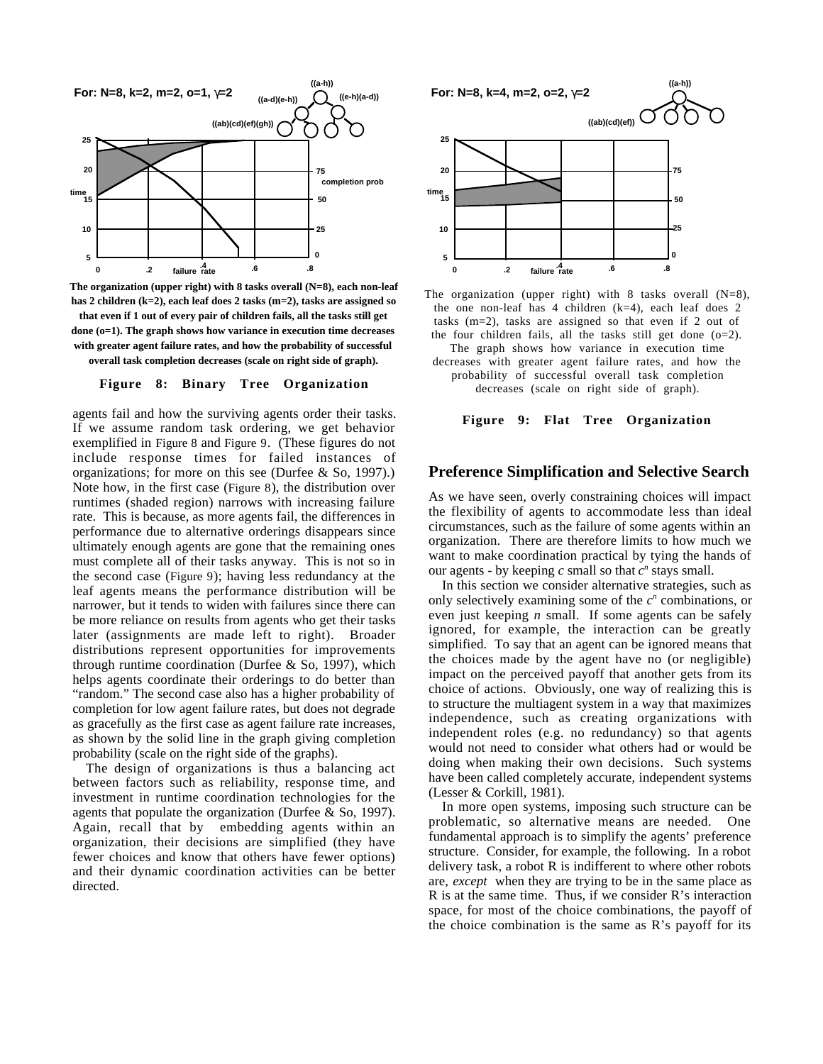The organization (upper right) with 8 tasks overall (N=8), each non-leaf has 2 children (k=2), each leaf does 2 tasks (m=2), tasks are assigned so that even if 1 out of every pair of children fails, all the tasks still get done (o=1). The graph shows how variance in execution time decreases with greater agent failure rates, and how the probability of successful overall task completion decreases (scale on right side of graph).

**Figure 8: Binary Tree Organization**

The organization (upper right) with 8 tasks overall (N=8), the one non-leaf has 4 children (k=4), each leaf does 2 tasks (m=2), tasks are assigned so that even if 2 out of the four children fails, all the tasks still get done (o=2). The graph shows how variance in execution time decreases with greater agent failure rates, and how the probability of successful overall task completion decreases (scale on right side of graph).

**Figure 9: Flat Tree Organization**

agents fail and how the surviving agents order their tasks. If we assume random task ordering, we get behavior exemplified in Figure 8 and Figure 9. (These figures do not include response times for failed instances of organizations; for more on this see (Durfee & So, 1997).) Note how, in the first case (Figure 8), the distribution over runtimes (shaded region) narrows with increasing failure rate. This is because, as more agents fail, the differences in performance due to alternative orderings disappears since ultimately enough agents are gone that the remaining ones must complete all of their tasks anyway. This is not so in the second case (Figure 9); having less redundancy at the leaf agents means the performance distribution will be narrower, but it tends to widen with failures since there can be more reliance on results from agents who get their tasks later (assignments are made left to right). Broader distributions represent opportunities for improvements through runtime coordination (Durfee & So, 1997), which helps agents coordinate their orderings to do better than "random." The second case also has a higher probability of completion for low agent failure rates, but does not degrade as gracefully as the first case as agent failure rate increases, as shown by the solid line in the graph giving completion probability (scale on the right side of the graphs).

The design of organizations is thus a balancing act between factors such as reliability, response time, and investment in runtime coordination technologies for the agents that populate the organization (Durfee & So, 1997). Again, recall that by embedding agents within an organization, their decisions are simplified (they have fewer choices and know that others have fewer options) and their dynamic coordination activities can be better directed.

## Preference Simplification and Selective Search

As we have seen, overly constraining choices will impact the flexibility of agents to accommodate less than ideal circumstances, such as the failure of some agents within an organization. There are therefore limits to how much we want to make coordination practical by tying the hands of our agents - by keeping $c$ small so that $c^n$ stays small.

In this section we consider alternative strategies, such as only selectively examining some of the $c^n$ combinations, or even just keeping $n$ small. If some agents can be safely ignored, for example, the interaction can be greatly simplified. To say that an agent can be ignored means that the choices made by the agent have no (or negligible) impact on the perceived payoff that another gets from its choice of actions. Obviously, one way of realizing this is to structure the multiagent system in a way that maximizes independence, such as creating organizations with independent roles (e.g. no redundancy) so that agents would not need to consider what others had or would be doing when making their own decisions. Such systems have been called completely accurate, independent systems (Lesser & Corkill, 1981).

In more open systems, imposing such structure can be problematic, so alternative means are needed. One fundamental approach is to simplify the agents' preference structure. Consider, for example, the following. In a robot delivery task, a robot R is indifferent to where other robots are, *except* when they are trying to be in the same place as R is at the same time. Thus, if we consider R's interaction space, for most of the choice combinations, the payoff of the choice combination is the same as R's payoff for its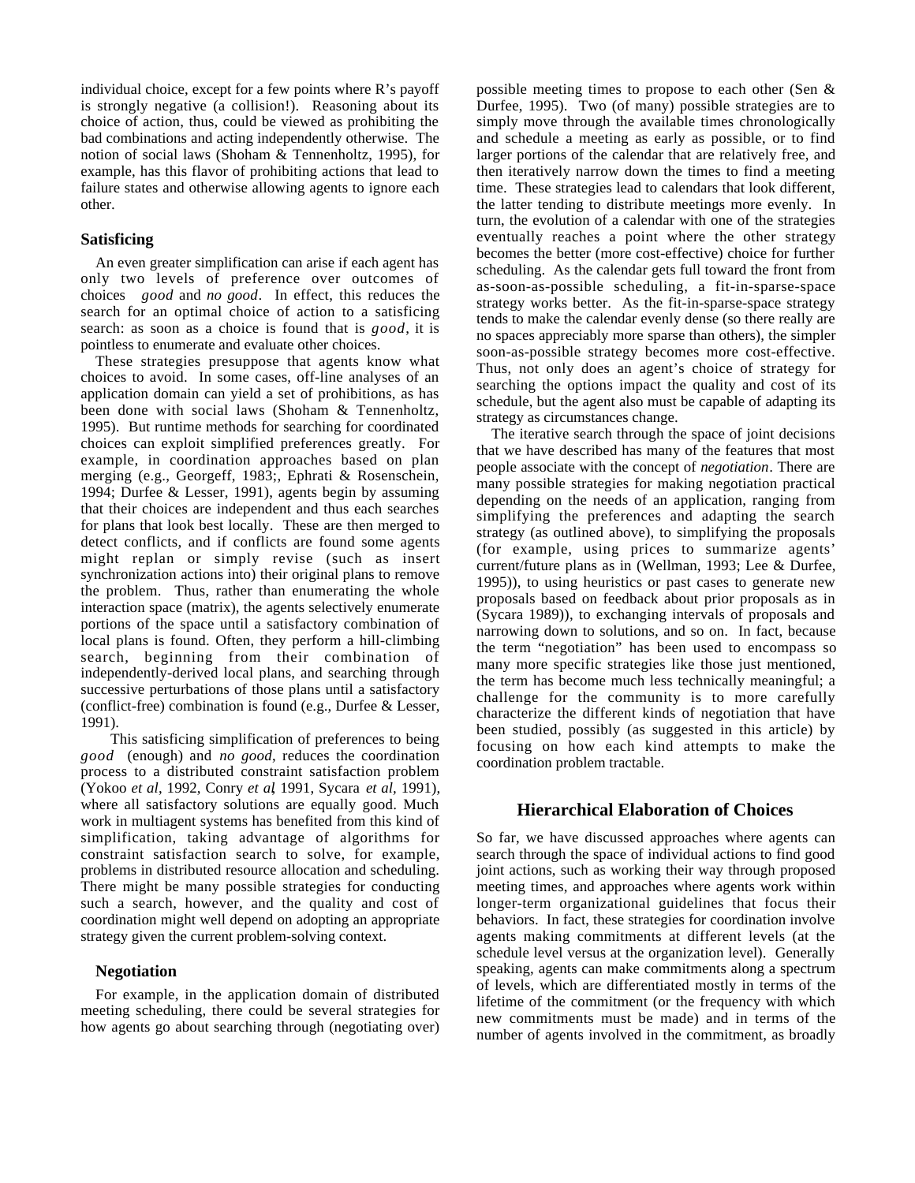individual choice, except for a few points where R's payoff is strongly negative (a collision!). Reasoning about its choice of action, thus, could be viewed as prohibiting the bad combinations and acting independently otherwise. The notion of social laws (Shoham & Tennenholtz, 1995), for example, has this flavor of prohibiting actions that lead to failure states and otherwise allowing agents to ignore each other.

### Satisficing

An even greater simplification can arise if each agent has only two levels of preference over outcomes of choices *good* and *no good*. In effect, this reduces the search for an optimal choice of action to a satisficing search: as soon as a choice is found that is *good*, it is pointless to enumerate and evaluate other choices.

These strategies presuppose that agents know what choices to avoid. In some cases, off-line analyses of an application domain can yield a set of prohibitions, as has been done with social laws (Shoham & Tennenholtz, 1995). But runtime methods for searching for coordinated choices can exploit simplified preferences greatly. For example, in coordination approaches based on plan merging (e.g., Georgeff, 1983;, Ephrati & Rosenschein, 1994; Durfee & Lesser, 1991), agents begin by assuming that their choices are independent and thus each searches for plans that look best locally. These are then merged to detect conflicts, and if conflicts are found some agents might replan or simply revise (such as insert synchronization actions into) their original plans to remove the problem. Thus, rather than enumerating the whole interaction space (matrix), the agents selectively enumerate portions of the space until a satisfactory combination of local plans is found. Often, they perform a hill-climbing search, beginning from their combination of independently-derived local plans, and searching through successive perturbations of those plans until a satisfactory (conflict-free) combination is found (e.g., Durfee & Lesser, 1991).

This satisficing simplification of preferences to being *good* (enough) and *no good*, reduces the coordination process to a distributed constraint satisfaction problem (Yokoo *et al*, 1992, Conry *et al*, 1991, Sycara *et al*, 1991), where all satisfactory solutions are equally good. Much work in multiagent systems has benefited from this kind of simplification, taking advantage of algorithms for constraint satisfaction search to solve, for example, problems in distributed resource allocation and scheduling. There might be many possible strategies for conducting such a search, however, and the quality and cost of coordination might well depend on adopting an appropriate strategy given the current problem-solving context.

### Negotiation

For example, in the application domain of distributed meeting scheduling, there could be several strategies for how agents go about searching through (negotiating over) possible meeting times to propose to each other (Sen & Durfee, 1995). Two (of many) possible strategies are to simply move through the available times chronologically and schedule a meeting as early as possible, or to find larger portions of the calendar that are relatively free, and then iteratively narrow down the times to find a meeting time. These strategies lead to calendars that look different, the latter tending to distribute meetings more evenly. In turn, the evolution of a calendar with one of the strategies eventually reaches a point where the other strategy becomes the better (more cost-effective) choice for further scheduling. As the calendar gets full toward the front from as-soon-as-possible scheduling, a fit-in-sparse-space strategy works better. As the fit-in-sparse-space strategy tends to make the calendar evenly dense (so there really are no spaces appreciably more sparse than others), the simpler soon-as-possible strategy becomes more cost-effective. Thus, not only does an agent's choice of strategy for searching the options impact the quality and cost of its schedule, but the agent also must be capable of adapting its strategy as circumstances change.

The iterative search through the space of joint decisions that we have described has many of the features that most people associate with the concept of *negotiation*. There are many possible strategies for making negotiation practical depending on the needs of an application, ranging from simplifying the preferences and adapting the search strategy (as outlined above), to simplifying the proposals (for example, using prices to summarize agents' current/future plans as in (Wellman, 1993; Lee & Durfee, 1995)), to using heuristics or past cases to generate new proposals based on feedback about prior proposals as in (Sycara 1989)), to exchanging intervals of proposals and narrowing down to solutions, and so on. In fact, because the term "negotiation" has been used to encompass so many more specific strategies like those just mentioned, the term has become much less technically meaningful; a challenge for the community is to more carefully characterize the different kinds of negotiation that have been studied, possibly (as suggested in this article) by focusing on how each kind attempts to make the coordination problem tractable.

## Hierarchical Elaboration of Choices

So far, we have discussed approaches where agents can search through the space of individual actions to find good joint actions, such as working their way through proposed meeting times, and approaches where agents work within longer-term organizational guidelines that focus their behaviors. In fact, these strategies for coordination involve agents making commitments at different levels (at the schedule level versus at the organization level). Generally speaking, agents can make commitments along a spectrum of levels, which are differentiated mostly in terms of the lifetime of the commitment (or the frequency with which new commitments must be made) and in terms of the number of agents involved in the commitment, as broadly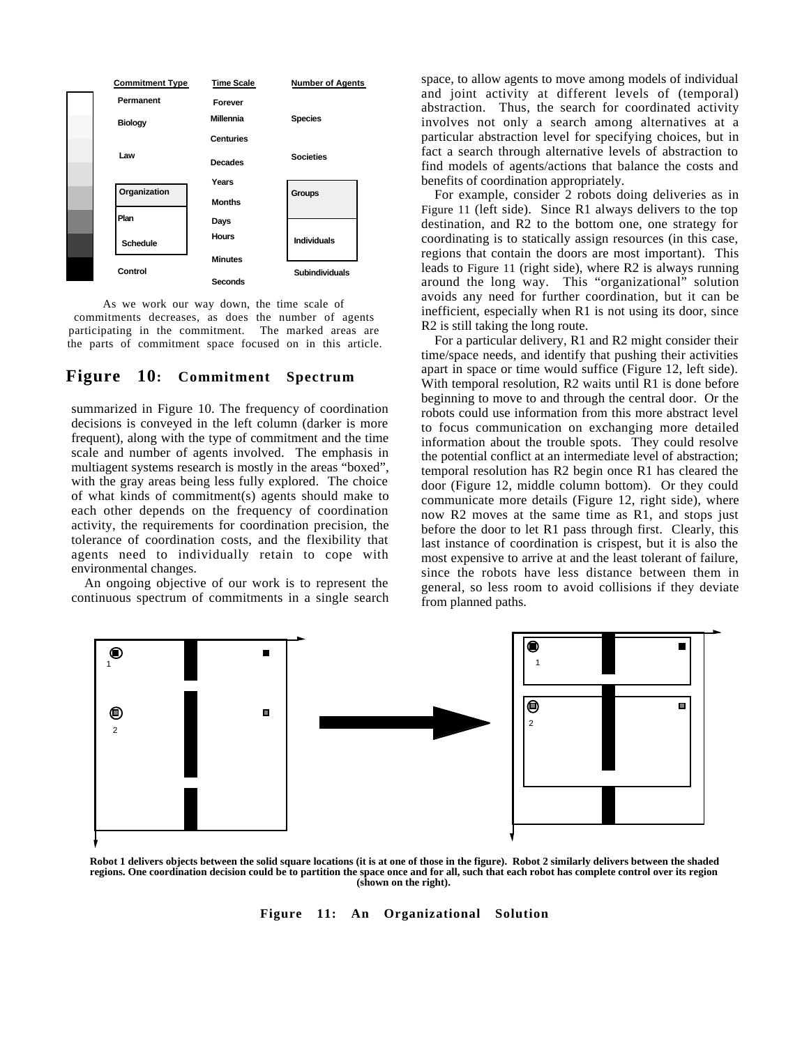| Commitment Type | Time Scale | Number of Agents |
|---|---|---|
| Permanent | Forever | |
| Biology | Millennia | Species |
| | Centuries | |
| Law | Decades | Societies |
| | Years | |
| Organization | Months | Groups |
| Plan | Days | |
| Schedule | Hours | Individuals |
| | Minutes | |
| Control | Seconds | Subindividuals |

As we work our way down, the time scale of commitments decreases, as does the number of agents participating in the commitment. The marked areas are the parts of commitment space focused on in this article.

**Figure 10: Commitment Spectrum**

summarized in Figure 10. The frequency of coordination decisions is conveyed in the left column (darker is more frequent), along with the type of commitment and the time scale and number of agents involved. The emphasis in multiagent systems research is mostly in the areas "boxed", with the gray areas being less fully explored. The choice of what kinds of commitment(s) agents should make to each other depends on the frequency of coordination activity, the requirements for coordination precision, the tolerance of coordination costs, and the flexibility that agents need to individually retain to cope with environmental changes.

An ongoing objective of our work is to represent the continuous spectrum of commitments in a single search space, to allow agents to move among models of individual and joint activity at different levels of (temporal) abstraction. Thus, the search for coordinated activity involves not only a search among alternatives at a particular abstraction level for specifying choices, but in fact a search through alternative levels of abstraction to find models of agents/actions that balance the costs and benefits of coordination appropriately.

For example, consider 2 robots doing deliveries as in Figure 11 (left side). Since R1 always delivers to the top destination, and R2 to the bottom one, one strategy for coordinating is to statically assign resources (in this case, regions that contain the doors are most important). This leads to Figure 11 (right side), where R2 is always running around the long way. This "organizational" solution avoids any need for further coordination, but it can be inefficient, especially when R1 is not using its door, since R2 is still taking the long route.

For a particular delivery, R1 and R2 might consider their time/space needs, and identify that pushing their activities apart in space or time would suffice (Figure 12, left side). With temporal resolution, R2 waits until R1 is done before beginning to move to and through the central door. Or the robots could use information from this more abstract level to focus communication on exchanging more detailed information about the trouble spots. They could resolve the potential conflict at an intermediate level of abstraction; temporal resolution has R2 begin once R1 has cleared the door (Figure 12, middle column bottom). Or they could communicate more details (Figure 12, right side), where now R2 moves at the same time as R1, and stops just before the door to let R1 pass through first. Clearly, this last instance of coordination is crispest, but it is also the most expensive to arrive at and the least tolerant of failure, since the robots have less distance between them in general, so less room to avoid collisions if they deviate from planned paths.

**Robot 1 delivers objects between the solid square locations (it is at one of those in the figure). Robot 2 similarly delivers between the shaded regions. One coordination decision could be to partition the space once and for all, such that each robot has complete control over its region (shown on the right).**

**Figure 11: An Organizational Solution**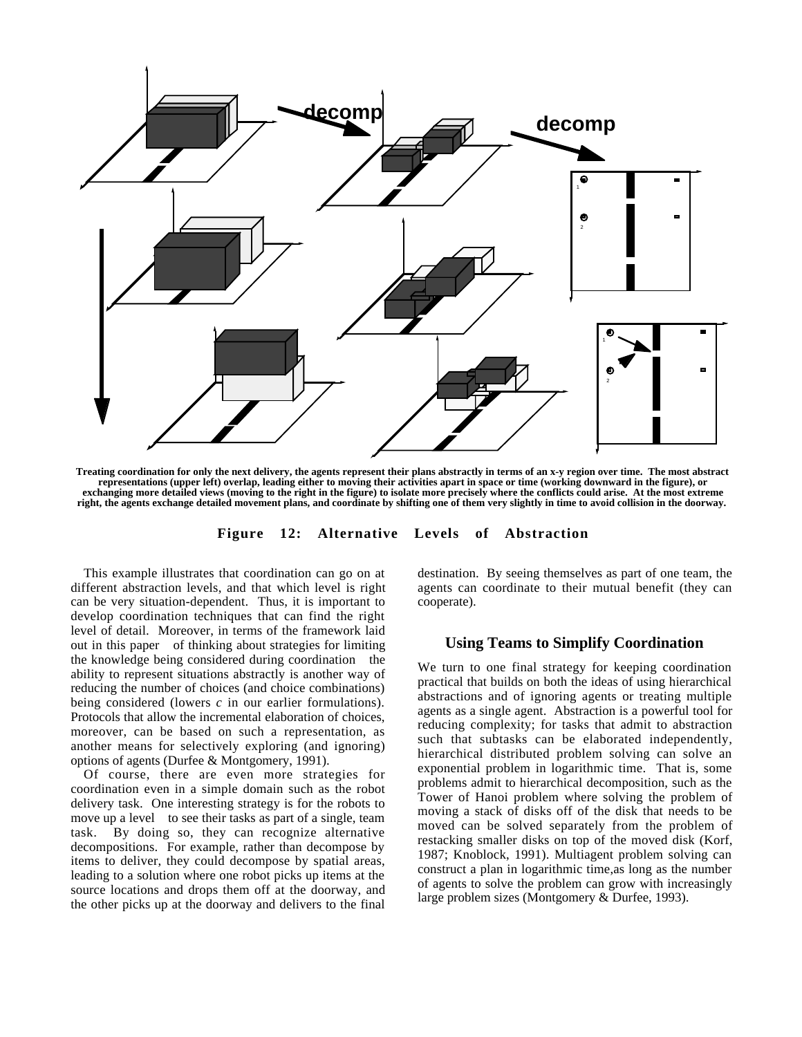Treating coordination for only the next delivery, the agents represent their plans abstractly in terms of an x-y region over time. The most abstract representations (upper left) overlap, leading either to moving their activities apart in space or time (working downward in the figure), or exchanging more detailed views (moving to the right in the figure) to isolate more precisely where the conflicts could arise. At the most extreme right, the agents exchange detailed movement plans, and coordinate by shifting one of them very slightly in time to avoid collision in the doorway.

**Figure 12: Alternative Levels of Abstraction**

This example illustrates that coordination can go on at different abstraction levels, and that which level is right can be very situation-dependent. Thus, it is important to develop coordination techniques that can find the right level of detail. Moreover, in terms of the framework laid out in this paper — of thinking about strategies for limiting the knowledge being considered during coordination — the ability to represent situations abstractly is another way of reducing the number of choices (and choice combinations) being considered (lowers *c* in our earlier formulations). Protocols that allow the incremental elaboration of choices, moreover, can be based on such a representation, as another means for selectively exploring (and ignoring) options of agents (Durfee & Montgomery, 1991).

Of course, there are even more strategies for coordination even in a simple domain such as the robot delivery task. One interesting strategy is for the robots to move up a level — to see their tasks as part of a single, team task. By doing so, they can recognize alternative decompositions. For example, rather than decompose by items to deliver, they could decompose by spatial areas, leading to a solution where one robot picks up items at the source locations and drops them off at the doorway, and the other picks up at the doorway and delivers to the final destination. By seeing themselves as part of one team, the agents can coordinate to their mutual benefit (they can cooperate).

## Using Teams to Simplify Coordination

We turn to one final strategy for keeping coordination practical that builds on both the ideas of using hierarchical abstractions and of ignoring agents or treating multiple agents as a single agent. Abstraction is a powerful tool for reducing complexity; for tasks that admit to abstraction such that subtasks can be elaborated independently, hierarchical distributed problem solving can solve an exponential problem in logarithmic time. That is, some problems admit to hierarchical decomposition, such as the Tower of Hanoi problem where solving the problem of moving a stack of disks off of the disk that needs to be moved can be solved separately from the problem of restacking smaller disks on top of the moved disk (Korf, 1987; Knoblock, 1991). Multiagent problem solving can construct a plan in logarithmic time,as long as the number of agents to solve the problem can grow with increasingly large problem sizes (Montgomery & Durfee, 1993).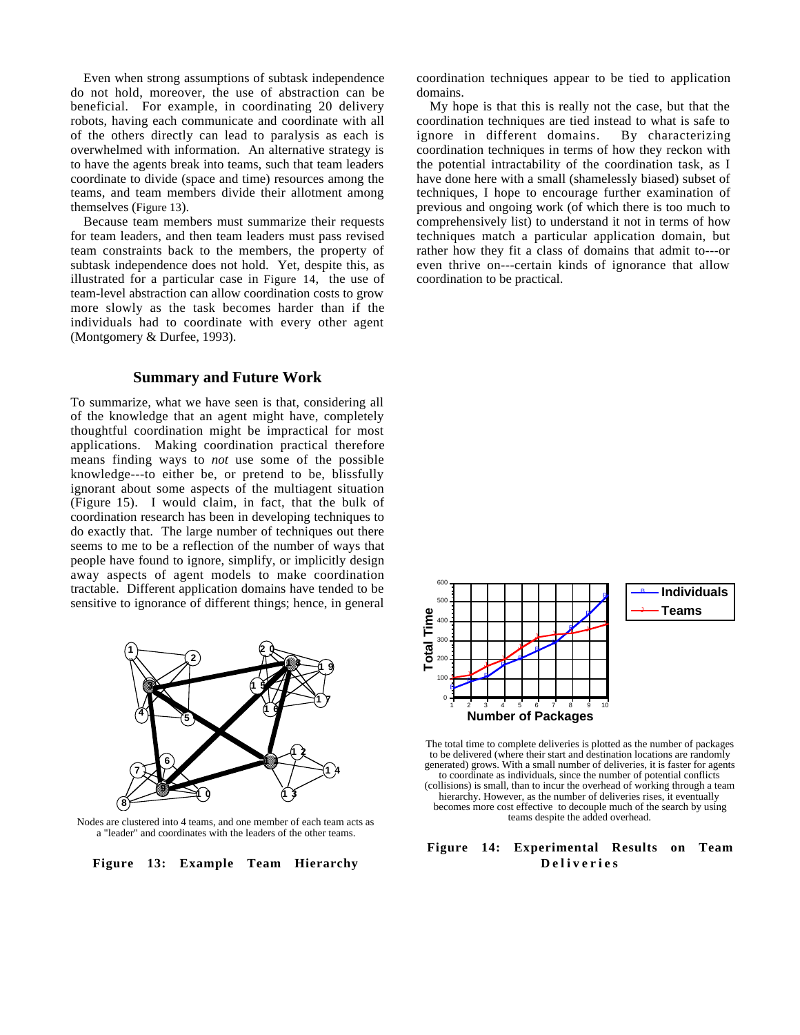Even when strong assumptions of subtask independence do not hold, moreover, the use of abstraction can be beneficial. For example, in coordinating 20 delivery robots, having each communicate and coordinate with all of the others directly can lead to paralysis as each is overwhelmed with information. An alternative strategy is to have the agents break into teams, such that team leaders coordinate to divide (space and time) resources among the teams, and team members divide their allotment among themselves (Figure 13).

Because team members must summarize their requests for team leaders, and then team leaders must pass revised team constraints back to the members, the property of subtask independence does not hold. Yet, despite this, as illustrated for a particular case in Figure 14, the use of team-level abstraction can allow coordination costs to grow more slowly as the task becomes harder than if the individuals had to coordinate with every other agent (Montgomery & Durfee, 1993).

## Summary and Future Work

To summarize, what we have seen is that, considering all of the knowledge that an agent might have, completely thoughtful coordination might be impractical for most applications. Making coordination practical therefore means finding ways to *not* use some of the possible knowledge---to either be, or pretend to be, blissfully ignorant about some aspects of the multiagent situation (Figure 15). I would claim, in fact, that the bulk of coordination research has been in developing techniques to do exactly that. The large number of techniques out there seems to me to be a reflection of the number of ways that people have found to ignore, simplify, or implicitly design away aspects of agent models to make coordination tractable. Different application domains have tended to be sensitive to ignorance of different things; hence, in general coordination techniques appear to be tied to application domains.

My hope is that this is really not the case, but that the coordination techniques are tied instead to what is safe to ignore in different domains. By characterizing coordination techniques in terms of how they reckon with the potential intractability of the coordination task, as I have done here with a small (shamelessly biased) subset of techniques, I hope to encourage further examination of previous and ongoing work (of which there is too much to comprehensively list) to understand it not in terms of how techniques match a particular application domain, but rather how they fit a class of domains that admit to---or even thrive on---certain kinds of ignorance that allow coordination to be practical.

Nodes are clustered into 4 teams, and one member of each team acts as a "leader" and coordinates with the leaders of the other teams.

**Figure 13: Example Team Hierarchy**

The total time to complete deliveries is plotted as the number of packages to be delivered (where their start and destination locations are randomly generated) grows. With a small number of deliveries, it is faster for agents to coordinate as individuals, since the number of potential conflicts (collisions) is small, than to incur the overhead of working through a team hierarchy. However, as the number of deliveries rises, it eventually becomes more cost effective to decouple much of the search by using teams despite the added overhead.

**Figure 14: Experimental Results on Team Deliveries**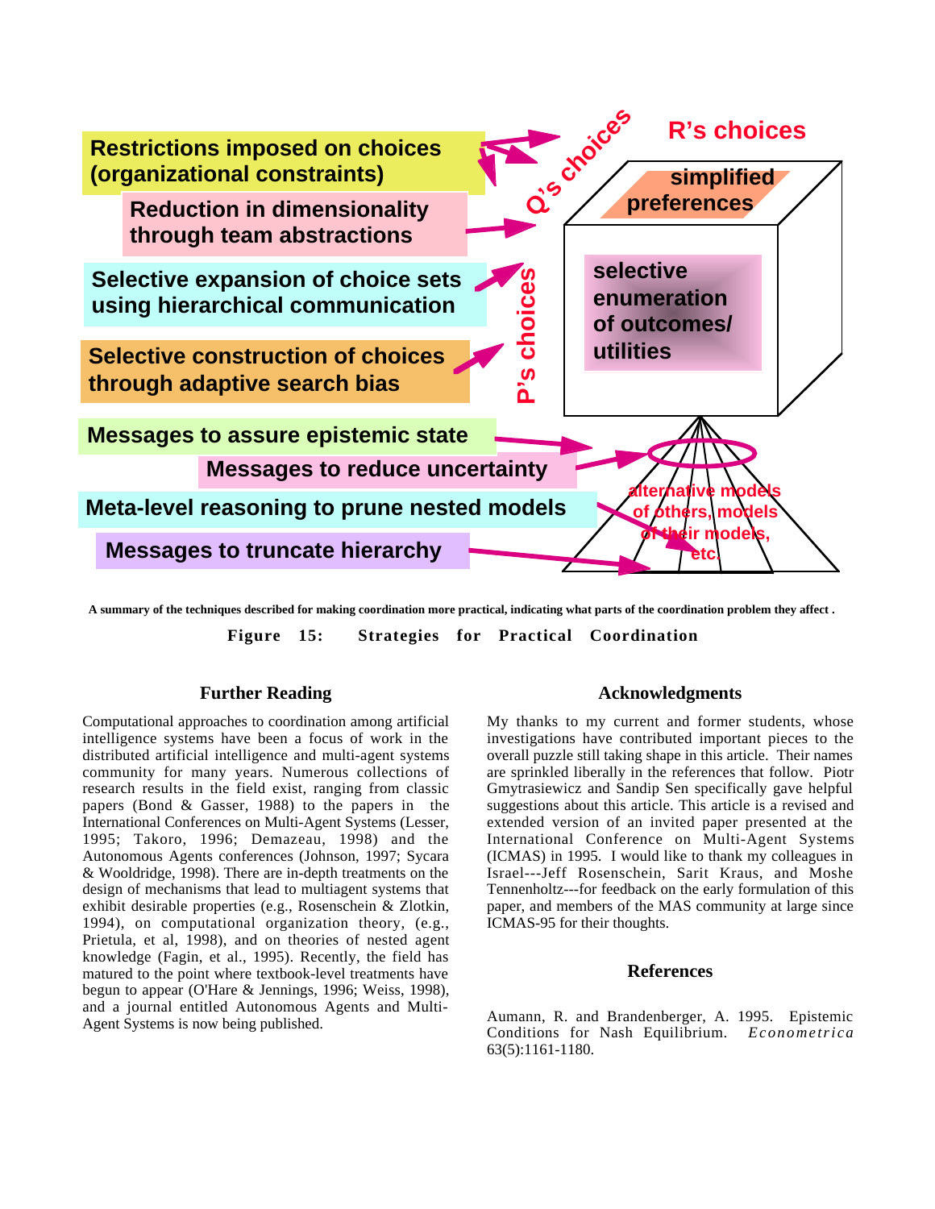Restrictions imposed on choices (organizational constraints)

Reduction in dimensionality through team abstractions

Selective expansion of choice sets using hierarchical communication

Selective construction of choices through adaptive search bias

Messages to assure epistemic state

Messages to reduce uncertainty

Meta-level reasoning to prune nested models

Messages to truncate hierarchy

Q's choices

R's choices

simplified preferences

P's choices

selective enumeration of outcomes/ utilities

alternative models of others, models of their models, etc.

**A summary of the techniques described for making coordination more practical, indicating what parts of the coordination problem they affect .**

**Figure 15: Strategies for Practical Coordination**

## Further Reading

Computational approaches to coordination among artificial intelligence systems have been a focus of work in the distributed artificial intelligence and multi-agent systems community for many years. Numerous collections of research results in the field exist, ranging from classic papers (Bond & Gasser, 1988) to the papers in the International Conferences on Multi-Agent Systems (Lesser, 1995; Takoro, 1996; Demazeau, 1998) and the Autonomous Agents conferences (Johnson, 1997; Sycara & Wooldridge, 1998). There are in-depth treatments on the design of mechanisms that lead to multiagent systems that exhibit desirable properties (e.g., Rosenschein & Zlotkin, 1994), on computational organization theory, (e.g., Prietula, et al, 1998), and on theories of nested agent knowledge (Fagin, et al., 1995). Recently, the field has matured to the point where textbook-level treatments have begun to appear (O'Hare & Jennings, 1996; Weiss, 1998), and a journal entitled Autonomous Agents and Multi-Agent Systems is now being published.

## Acknowledgments

My thanks to my current and former students, whose investigations have contributed important pieces to the overall puzzle still taking shape in this article. Their names are sprinkled liberally in the references that follow. Piotr Gmytrasiewicz and Sandip Sen specifically gave helpful suggestions about this article. This article is a revised and extended version of an invited paper presented at the International Conference on Multi-Agent Systems (ICMAS) in 1995. I would like to thank my colleagues in Israel---Jeff Rosenschein, Sarit Kraus, and Moshe Tennenholtz---for feedback on the early formulation of this paper, and members of the MAS community at large since ICMAS-95 for their thoughts.

## References

Aumann, R. and Brandenberger, A. 1995. Epistemic Conditions for Nash Equilibrium. *Econometrica* 63(5):1161-1180.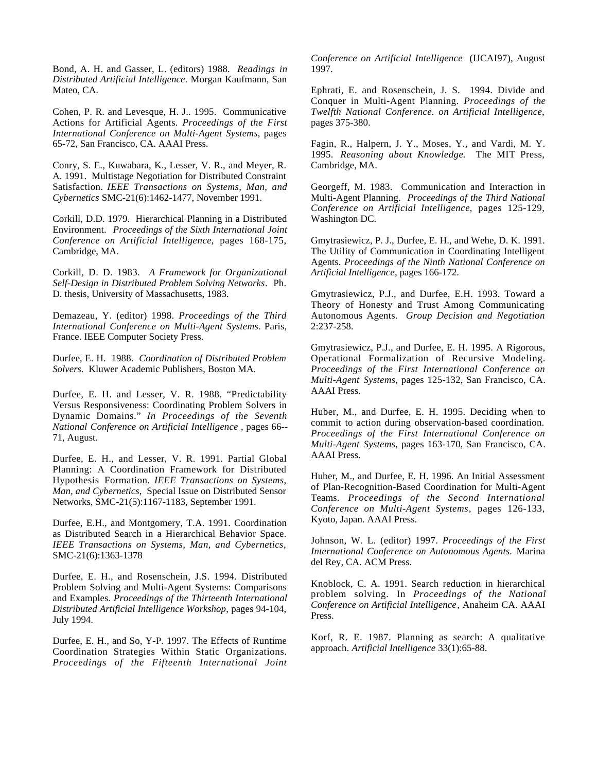Bond, A. H. and Gasser, L. (editors) 1988. *Readings in Distributed Artificial Intelligence*. Morgan Kaufmann, San Mateo, CA.

Cohen, P. R. and Levesque, H. J.. 1995. Communicative Actions for Artificial Agents. *Proceedings of the First International Conference on Multi-Agent Systems*, pages 65-72, San Francisco, CA. AAAI Press.

Conry, S. E., Kuwabara, K., Lesser, V. R., and Meyer, R. A. 1991. Multistage Negotiation for Distributed Constraint Satisfaction. *IEEE Transactions on Systems, Man, and Cybernetics* SMC-21(6):1462-1477, November 1991.

Corkill, D.D. 1979. Hierarchical Planning in a Distributed Environment. *Proceedings of the Sixth International Joint Conference on Artificial Intelligence*, pages 168-175, Cambridge, MA.

Corkill, D. D. 1983. *A Framework for Organizational Self-Design in Distributed Problem Solving Networks*. Ph. D. thesis, University of Massachusetts, 1983.

Demazeau, Y. (editor) 1998. *Proceedings of the Third International Conference on Multi-Agent Systems*. Paris, France. IEEE Computer Society Press.

Durfee, E. H. 1988. *Coordination of Distributed Problem Solvers.* Kluwer Academic Publishers, Boston MA.

Durfee, E. H. and Lesser, V. R. 1988. "Predictability Versus Responsiveness: Coordinating Problem Solvers in Dynamic Domains." *In Proceedings of the Seventh National Conference on Artificial Intelligence* , pages 66--71, August.

Durfee, E. H., and Lesser, V. R. 1991. Partial Global Planning: A Coordination Framework for Distributed Hypothesis Formation. *IEEE Transactions on Systems, Man, and Cybernetics*, Special Issue on Distributed Sensor Networks, SMC-21(5):1167-1183, September 1991.

Durfee, E.H., and Montgomery, T.A. 1991. Coordination as Distributed Search in a Hierarchical Behavior Space. *IEEE Transactions on Systems, Man, and Cybernetics*, SMC-21(6):1363-1378

Durfee, E. H., and Rosenschein, J.S. 1994. Distributed Problem Solving and Multi-Agent Systems: Comparisons and Examples. *Proceedings of the Thirteenth International Distributed Artificial Intelligence Workshop*, pages 94-104, July 1994.

Durfee, E. H., and So, Y-P. 1997. The Effects of Runtime Coordination Strategies Within Static Organizations. *Proceedings of the Fifteenth International Joint Conference on Artificial Intelligence* (IJCAI97), August 1997.

Ephrati, E. and Rosenschein, J. S. 1994. Divide and Conquer in Multi-Agent Planning. *Proceedings of the Twelfth National Conference. on Artificial Intelligence*, pages 375-380.

Fagin, R., Halpern, J. Y., Moses, Y., and Vardi, M. Y. 1995. *Reasoning about Knowledge.* The MIT Press, Cambridge, MA.

Georgeff, M. 1983. Communication and Interaction in Multi-Agent Planning. *Proceedings of the Third National Conference on Artificial Intelligence*, pages 125-129, Washington DC.

Gmytrasiewicz, P. J., Durfee, E. H., and Wehe, D. K. 1991. The Utility of Communication in Coordinating Intelligent Agents. *Proceedings of the Ninth National Conference on Artificial Intelligence*, pages 166-172.

Gmytrasiewicz, P.J., and Durfee, E.H. 1993. Toward a Theory of Honesty and Trust Among Communicating Autonomous Agents. *Group Decision and Negotiation* 2:237-258.

Gmytrasiewicz, P.J., and Durfee, E. H. 1995. A Rigorous, Operational Formalization of Recursive Modeling. *Proceedings of the First International Conference on Multi-Agent Systems*, pages 125-132, San Francisco, CA. AAAI Press.

Huber, M., and Durfee, E. H. 1995. Deciding when to commit to action during observation-based coordination. *Proceedings of the First International Conference on Multi-Agent Systems*, pages 163-170, San Francisco, CA. AAAI Press.

Huber, M., and Durfee, E. H. 1996. An Initial Assessment of Plan-Recognition-Based Coordination for Multi-Agent Teams. *Proceedings of the Second International Conference on Multi-Agent Systems*, pages 126-133, Kyoto, Japan. AAAI Press.

Johnson, W. L. (editor) 1997. *Proceedings of the First International Conference on Autonomous Agents.* Marina del Rey, CA. ACM Press.

Knoblock, C. A. 1991. Search reduction in hierarchical problem solving. In *Proceedings of the National Conference on Artificial Intelligence*, Anaheim CA. AAAI Press.

Korf, R. E. 1987. Planning as search: A qualitative approach. *Artificial Intelligence* 33(1):65-88.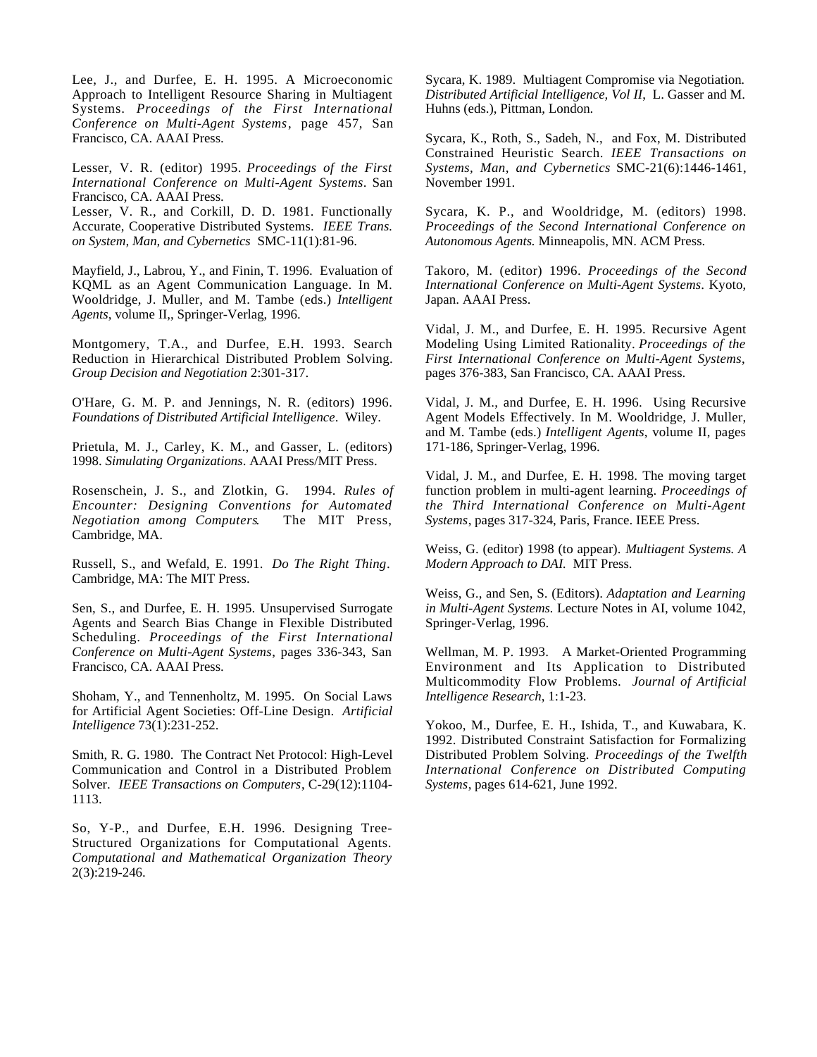Lee, J., and Durfee, E. H. 1995. A Microeconomic Approach to Intelligent Resource Sharing in Multiagent Systems. *Proceedings of the First International Conference on Multi-Agent Systems*, page 457, San Francisco, CA. AAAI Press.

Lesser, V. R. (editor) 1995. *Proceedings of the First International Conference on Multi-Agent Systems*. San Francisco, CA. AAAI Press.

Lesser, V. R., and Corkill, D. D. 1981. Functionally Accurate, Cooperative Distributed Systems. *IEEE Trans. on System, Man, and Cybernetics* SMC-11(1):81-96.

Mayfield, J., Labrou, Y., and Finin, T. 1996. Evaluation of KQML as an Agent Communication Language. In M. Wooldridge, J. Muller, and M. Tambe (eds.) *Intelligent Agents*, volume II,, Springer-Verlag, 1996.

Montgomery, T.A., and Durfee, E.H. 1993. Search Reduction in Hierarchical Distributed Problem Solving. *Group Decision and Negotiation* 2:301-317.

O'Hare, G. M. P. and Jennings, N. R. (editors) 1996. *Foundations of Distributed Artificial Intelligence*. Wiley.

Prietula, M. J., Carley, K. M., and Gasser, L. (editors) 1998. *Simulating Organizations*. AAAI Press/MIT Press.

Rosenschein, J. S., and Zlotkin, G. 1994. *Rules of Encounter: Designing Conventions for Automated Negotiation among Computers*. The MIT Press, Cambridge, MA.

Russell, S., and Wefald, E. 1991. *Do The Right Thing*. Cambridge, MA: The MIT Press.

Sen, S., and Durfee, E. H. 1995. Unsupervised Surrogate Agents and Search Bias Change in Flexible Distributed Scheduling. *Proceedings of the First International Conference on Multi-Agent Systems*, pages 336-343, San Francisco, CA. AAAI Press.

Shoham, Y., and Tennenholtz, M. 1995. On Social Laws for Artificial Agent Societies: Off-Line Design. *Artificial Intelligence* 73(1):231-252.

Smith, R. G. 1980. The Contract Net Protocol: High-Level Communication and Control in a Distributed Problem Solver. *IEEE Transactions on Computers*, C-29(12):1104-1113.

So, Y-P., and Durfee, E.H. 1996. Designing Tree-Structured Organizations for Computational Agents. *Computational and Mathematical Organization Theory* 2(3):219-246.

Sycara, K. 1989. Multiagent Compromise via Negotiation. *Distributed Artificial Intelligence, Vol II*, L. Gasser and M. Huhns (eds.), Pittman, London.

Sycara, K., Roth, S., Sadeh, N., and Fox, M. Distributed Constrained Heuristic Search. *IEEE Transactions on Systems, Man, and Cybernetics* SMC-21(6):1446-1461, November 1991.

Sycara, K. P., and Wooldridge, M. (editors) 1998. *Proceedings of the Second International Conference on Autonomous Agents.* Minneapolis, MN. ACM Press.

Takoro, M. (editor) 1996. *Proceedings of the Second International Conference on Multi-Agent Systems*. Kyoto, Japan. AAAI Press.

Vidal, J. M., and Durfee, E. H. 1995. Recursive Agent Modeling Using Limited Rationality. *Proceedings of the First International Conference on Multi-Agent Systems*, pages 376-383, San Francisco, CA. AAAI Press.

Vidal, J. M., and Durfee, E. H. 1996. Using Recursive Agent Models Effectively. In M. Wooldridge, J. Muller, and M. Tambe (eds.) *Intelligent Agents*, volume II, pages 171-186, Springer-Verlag, 1996.

Vidal, J. M., and Durfee, E. H. 1998. The moving target function problem in multi-agent learning. *Proceedings of the Third International Conference on Multi-Agent Systems*, pages 317-324, Paris, France. IEEE Press.

Weiss, G. (editor) 1998 (to appear). *Multiagent Systems. A Modern Approach to DAI.* MIT Press.

Weiss, G., and Sen, S. (Editors). *Adaptation and Learning in Multi-Agent Systems.* Lecture Notes in AI, volume 1042, Springer-Verlag, 1996.

Wellman, M. P. 1993. A Market-Oriented Programming Environment and Its Application to Distributed Multicommodity Flow Problems. *Journal of Artificial Intelligence Research,* 1:1-23.

Yokoo, M., Durfee, E. H., Ishida, T., and Kuwabara, K. 1992. Distributed Constraint Satisfaction for Formalizing Distributed Problem Solving. *Proceedings of the Twelfth International Conference on Distributed Computing Systems*, pages 614-621, June 1992.